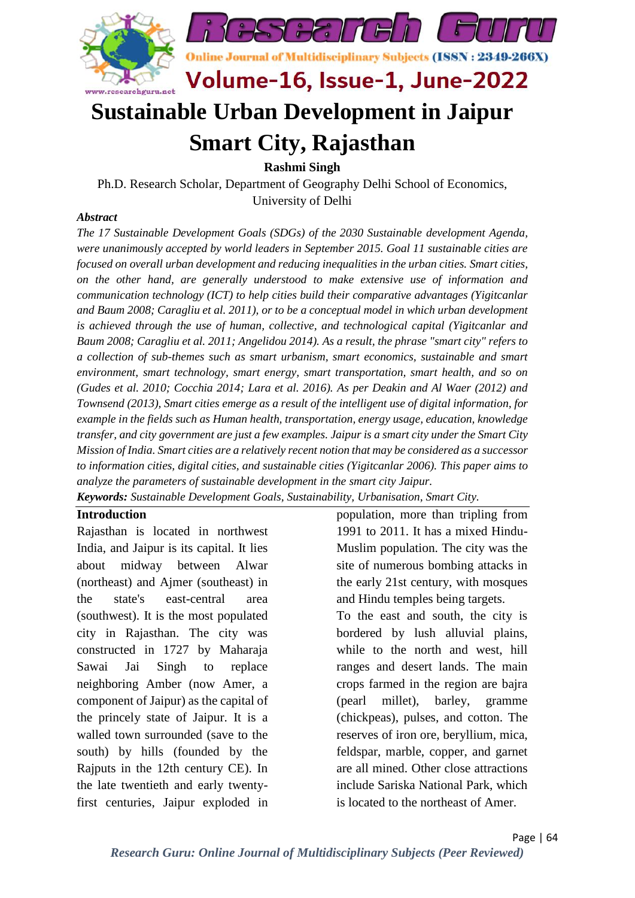# Sustainable Urban Development in Jaipur Smart City, Rajasthan

**Rashmi Singh**

Ph.D. Research Scholar, Department of Geography Delhi School of Economics, University of Delhi

***Abstract***

*The 17 Sustainable Development Goals (SDGs) of the 2030 Sustainable development Agenda, were unanimously accepted by world leaders in September 2015. Goal 11 sustainable cities are focused on overall urban development and reducing inequalities in the urban cities. Smart cities, on the other hand, are generally understood to make extensive use of information and communication technology (ICT) to help cities build their comparative advantages (Yigitcanlar and Baum 2008; Caragliu et al. 2011), or to be a conceptual model in which urban development is achieved through the use of human, collective, and technological capital (Yigitcanlar and Baum 2008; Caragliu et al. 2011; Angelidou 2014). As a result, the phrase "smart city" refers to a collection of sub-themes such as smart urbanism, smart economics, sustainable and smart environment, smart technology, smart energy, smart transportation, smart health, and so on (Gudes et al. 2010; Cocchia 2014; Lara et al. 2016). As per Deakin and Al Waer (2012) and Townsend (2013), Smart cities emerge as a result of the intelligent use of digital information, for example in the fields such as Human health, transportation, energy usage, education, knowledge transfer, and city government are just a few examples. Jaipur is a smart city under the Smart City Mission of India. Smart cities are a relatively recent notion that may be considered as a successor to information cities, digital cities, and sustainable cities (Yigitcanlar 2006). This paper aims to analyze the parameters of sustainable development in the smart city Jaipur.*

***Keywords:*** *Sustainable Development Goals, Sustainability, Urbanisation, Smart City.*

## Introduction

Rajasthan is located in northwest India, and Jaipur is its capital. It lies about midway between Alwar (northeast) and Ajmer (southeast) in the state's east-central area (southwest). It is the most populated city in Rajasthan. The city was constructed in 1727 by Maharaja Sawai Jai Singh to replace neighboring Amber (now Amer, a component of Jaipur) as the capital of the princely state of Jaipur. It is a walled town surrounded (save to the south) by hills (founded by the Rajputs in the 12th century CE). In the late twentieth and early twenty-first centuries, Jaipur exploded in population, more than tripling from 1991 to 2011. It has a mixed Hindu-Muslim population. The city was the site of numerous bombing attacks in the early 21st century, with mosques and Hindu temples being targets.

To the east and south, the city is bordered by lush alluvial plains, while to the north and west, hill ranges and desert lands. The main crops farmed in the region are bajra (pearl millet), barley, gramme (chickpeas), pulses, and cotton. The reserves of iron ore, beryllium, mica, feldspar, marble, copper, and garnet are all mined. Other close attractions include Sariska National Park, which is located to the northeast of Amer.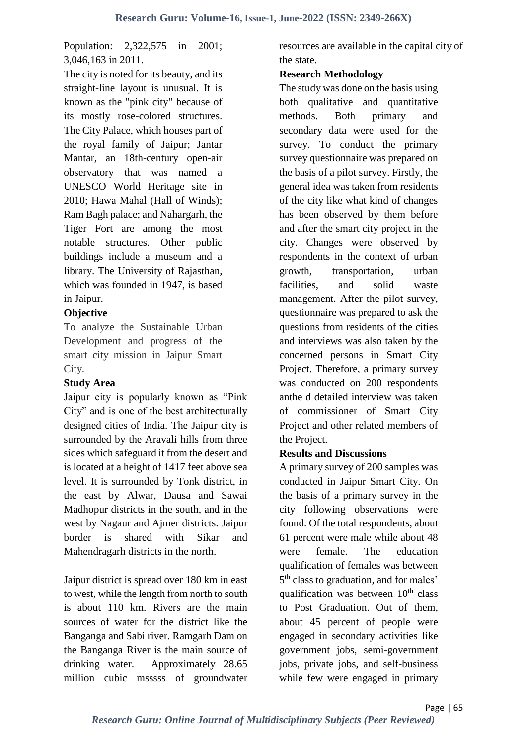Population: 2,322,575 in 2001; 3,046,163 in 2011.

The city is noted for its beauty, and its straight-line layout is unusual. It is known as the "pink city" because of its mostly rose-colored structures. The City Palace, which houses part of the royal family of Jaipur; Jantar Mantar, an 18th-century open-air observatory that was named a UNESCO World Heritage site in 2010; Hawa Mahal (Hall of Winds); Ram Bagh palace; and Nahargarh, the Tiger Fort are among the most notable structures. Other public buildings include a museum and a library. The University of Rajasthan, which was founded in 1947, is based in Jaipur.

## Objective

To analyze the Sustainable Urban Development and progress of the smart city mission in Jaipur Smart City.

## Study Area

Jaipur city is popularly known as "Pink City" and is one of the best architecturally designed cities of India. The Jaipur city is surrounded by the Aravali hills from three sides which safeguard it from the desert and is located at a height of 1417 feet above sea level. It is surrounded by Tonk district, in the east by Alwar, Dausa and Sawai Madhopur districts in the south, and in the west by Nagaur and Ajmer districts. Jaipur border is shared with Sikar and Mahendragarh districts in the north.

Jaipur district is spread over 180 km in east to west, while the length from north to south is about 110 km. Rivers are the main sources of water for the district like the Banganga and Sabi river. Ramgarh Dam on the Banganga River is the main source of drinking water. Approximately 28.65 million cubic msssss of groundwater resources are available in the capital city of the state.

## Research Methodology

The study was done on the basis using both qualitative and quantitative methods. Both primary and secondary data were used for the survey. To conduct the primary survey questionnaire was prepared on the basis of a pilot survey. Firstly, the general idea was taken from residents of the city like what kind of changes has been observed by them before and after the smart city project in the city. Changes were observed by respondents in the context of urban growth, transportation, urban facilities, and solid waste management. After the pilot survey, questionnaire was prepared to ask the questions from residents of the cities and interviews was also taken by the concerned persons in Smart City Project. Therefore, a primary survey was conducted on 200 respondents anthe d detailed interview was taken of commissioner of Smart City Project and other related members of the Project.

## Results and Discussions

A primary survey of 200 samples was conducted in Jaipur Smart City. On the basis of a primary survey in the city following observations were found. Of the total respondents, about 61 percent were male while about 48 were female. The education qualification of females was between 5th class to graduation, and for males' qualification was between 10th class to Post Graduation. Out of them, about 45 percent of people were engaged in secondary activities like government jobs, semi-government jobs, private jobs, and self-business while few were engaged in primary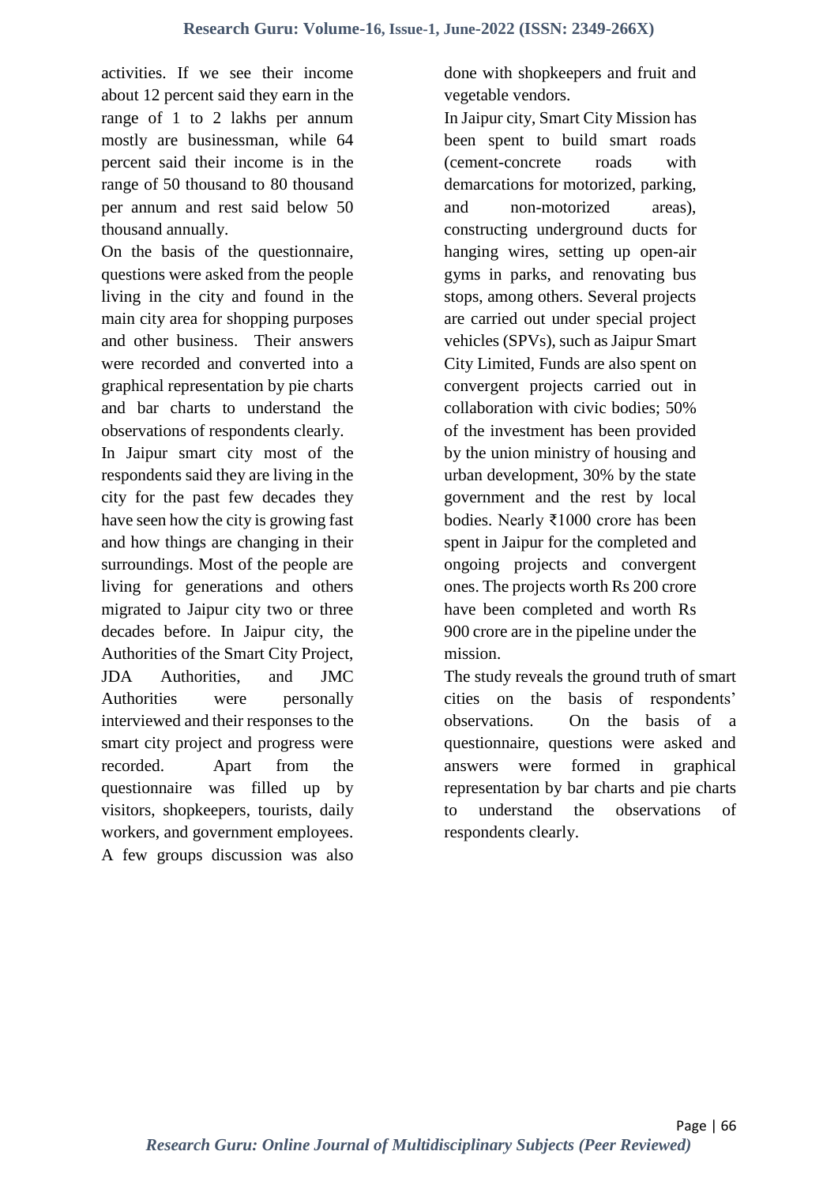activities. If we see their income about 12 percent said they earn in the range of 1 to 2 lakhs per annum mostly are businessman, while 64 percent said their income is in the range of 50 thousand to 80 thousand per annum and rest said below 50 thousand annually.

On the basis of the questionnaire, questions were asked from the people living in the city and found in the main city area for shopping purposes and other business. Their answers were recorded and converted into a graphical representation by pie charts and bar charts to understand the observations of respondents clearly.

In Jaipur smart city most of the respondents said they are living in the city for the past few decades they have seen how the city is growing fast and how things are changing in their surroundings. Most of the people are living for generations and others migrated to Jaipur city two or three decades before. In Jaipur city, the Authorities of the Smart City Project, JDA Authorities, and JMC Authorities were personally interviewed and their responses to the smart city project and progress were recorded. Apart from the questionnaire was filled up by visitors, shopkeepers, tourists, daily workers, and government employees. A few groups discussion was also done with shopkeepers and fruit and vegetable vendors.

In Jaipur city, Smart City Mission has been spent to build smart roads (cement-concrete roads with demarcations for motorized, parking, and non-motorized areas), constructing underground ducts for hanging wires, setting up open-air gyms in parks, and renovating bus stops, among others. Several projects are carried out under special project vehicles (SPVs), such as Jaipur Smart City Limited, Funds are also spent on convergent projects carried out in collaboration with civic bodies; 50% of the investment has been provided by the union ministry of housing and urban development, 30% by the state government and the rest by local bodies. Nearly ₹1000 crore has been spent in Jaipur for the completed and ongoing projects and convergent ones. The projects worth Rs 200 crore have been completed and worth Rs 900 crore are in the pipeline under the mission.

The study reveals the ground truth of smart cities on the basis of respondents' observations. On the basis of a questionnaire, questions were asked and answers were formed in graphical representation by bar charts and pie charts to understand the observations of respondents clearly.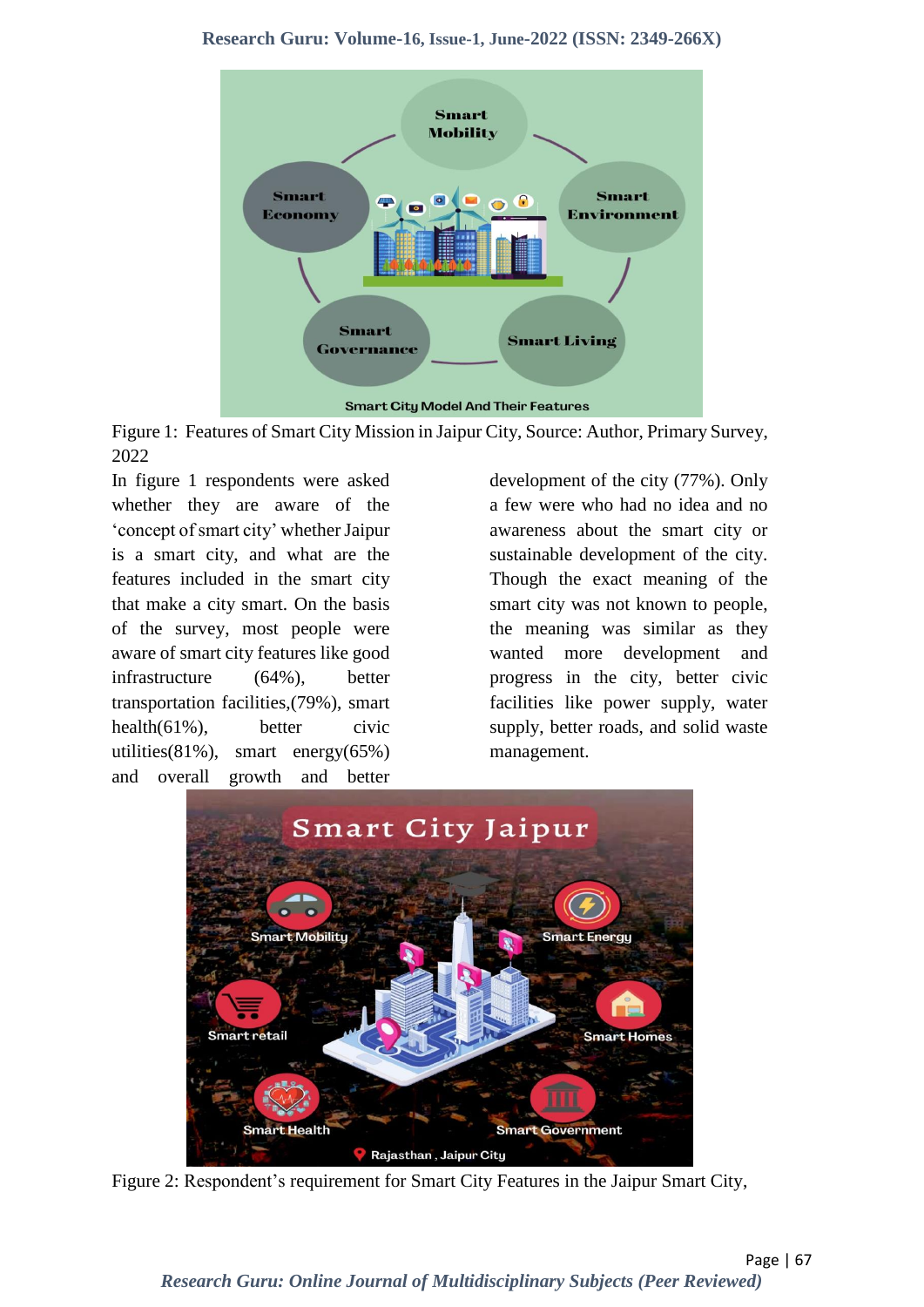Figure 1: Features of Smart City Mission in Jaipur City, Source: Author, Primary Survey, 2022

In figure 1 respondents were asked whether they are aware of the 'concept of smart city' whether Jaipur is a smart city, and what are the features included in the smart city that make a city smart. On the basis of the survey, most people were aware of smart city features like good infrastructure (64%), better transportation facilities,(79%), smart health(61%), better civic utilities(81%), smart energy(65%) and overall growth and better development of the city (77%). Only a few were who had no idea and no awareness about the smart city or sustainable development of the city. Though the exact meaning of the smart city was not known to people, the meaning was similar as they wanted more development and progress in the city, better civic facilities like power supply, water supply, better roads, and solid waste management.

Figure 2: Respondent's requirement for Smart City Features in the Jaipur Smart City,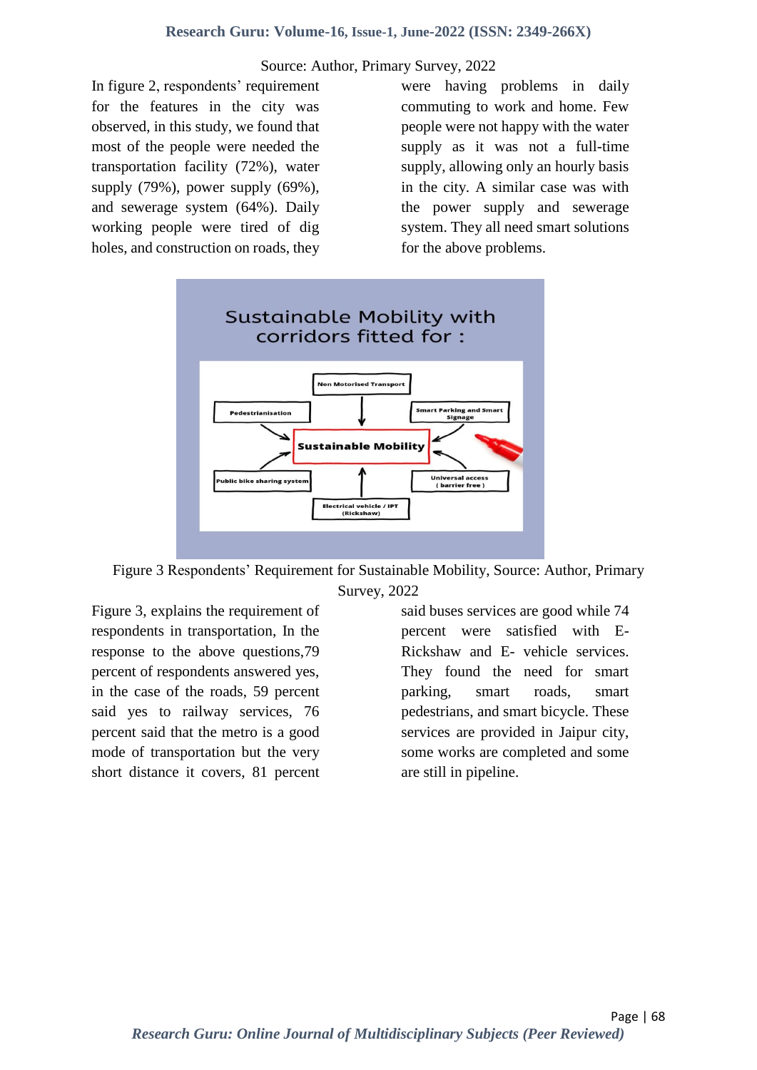Source: Author, Primary Survey, 2022

In figure 2, respondents' requirement for the features in the city was observed, in this study, we found that most of the people were needed the transportation facility (72%), water supply (79%), power supply (69%), and sewerage system (64%). Daily working people were tired of dig holes, and construction on roads, they were having problems in daily commuting to work and home. Few people were not happy with the water supply as it was not a full-time supply, allowing only an hourly basis in the city. A similar case was with the power supply and sewerage system. They all need smart solutions for the above problems.

Figure 3 Respondents' Requirement for Sustainable Mobility, Source: Author, Primary Survey, 2022

Figure 3, explains the requirement of respondents in transportation, In the response to the above questions,79 percent of respondents answered yes, in the case of the roads, 59 percent said yes to railway services, 76 percent said that the metro is a good mode of transportation but the very short distance it covers, 81 percent said buses services are good while 74 percent were satisfied with E-Rickshaw and E- vehicle services. They found the need for smart parking, smart roads, smart pedestrians, and smart bicycle. These services are provided in Jaipur city, some works are completed and some are still in pipeline.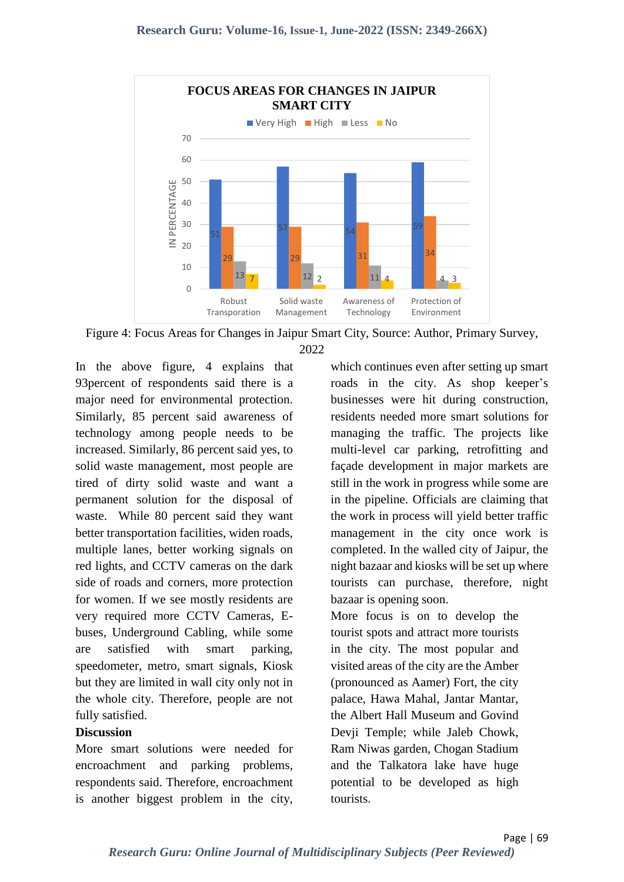**FOCUS AREAS FOR CHANGES IN JAIPUR SMART CITY**

| IN PERCENTAGE | Very High | High | Less | No |
|---|---|---|---|---|
| Robust Transporation | 51 | 29 | 13 | 7 |
| Solid waste Management | 57 | 29 | 12 | 2 |
| Awareness of Technology | 54 | 31 | 11 | 4 |
| Protection of Environment | 59 | 34 | 4 | 3 |

Figure 4: Focus Areas for Changes in Jaipur Smart City, Source: Author, Primary Survey, 2022

In the above figure, 4 explains that 93percent of respondents said there is a major need for environmental protection. Similarly, 85 percent said awareness of technology among people needs to be increased. Similarly, 86 percent said yes, to solid waste management, most people are tired of dirty solid waste and want a permanent solution for the disposal of waste. While 80 percent said they want better transportation facilities, widen roads, multiple lanes, better working signals on red lights, and CCTV cameras on the dark side of roads and corners, more protection for women. If we see mostly residents are very required more CCTV Cameras, E-buses, Underground Cabling, while some are satisfied with smart parking, speedometer, metro, smart signals, Kiosk but they are limited in wall city only not in the whole city. Therefore, people are not fully satisfied.

**Discussion**

More smart solutions were needed for encroachment and parking problems, respondents said. Therefore, encroachment is another biggest problem in the city, which continues even after setting up smart roads in the city. As shop keeper's businesses were hit during construction, residents needed more smart solutions for managing the traffic. The projects like multi-level car parking, retrofitting and façade development in major markets are still in the work in progress while some are in the pipeline. Officials are claiming that the work in process will yield better traffic management in the city once work is completed. In the walled city of Jaipur, the night bazaar and kiosks will be set up where tourists can purchase, therefore, night bazaar is opening soon.

More focus is on to develop the tourist spots and attract more tourists in the city. The most popular and visited areas of the city are the Amber (pronounced as Aamer) Fort, the city palace, Hawa Mahal, Jantar Mantar, the Albert Hall Museum and Govind Devji Temple; while Jaleb Chowk, Ram Niwas garden, Chogan Stadium and the Talkatora lake have huge potential to be developed as high tourists.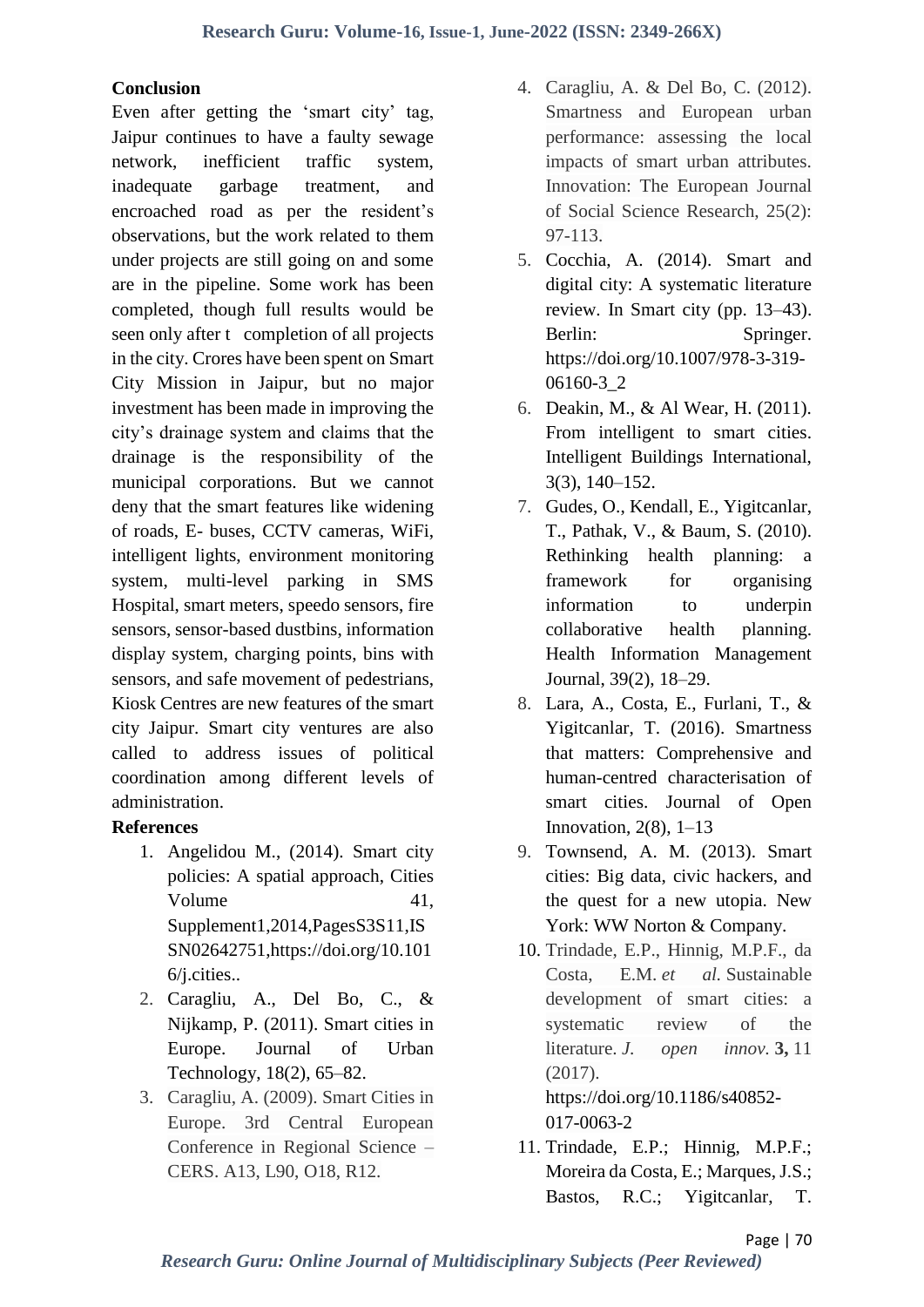## Conclusion

Even after getting the 'smart city' tag, Jaipur continues to have a faulty sewage network, inefficient traffic system, inadequate garbage treatment, and encroached road as per the resident's observations, but the work related to them under projects are still going on and some are in the pipeline. Some work has been completed, though full results would be seen only after t completion of all projects in the city. Crores have been spent on Smart City Mission in Jaipur, but no major investment has been made in improving the city's drainage system and claims that the drainage is the responsibility of the municipal corporations. But we cannot deny that the smart features like widening of roads, E- buses, CCTV cameras, WiFi, intelligent lights, environment monitoring system, multi-level parking in SMS Hospital, smart meters, speedo sensors, fire sensors, sensor-based dustbins, information display system, charging points, bins with sensors, and safe movement of pedestrians, Kiosk Centres are new features of the smart city Jaipur. Smart city ventures are also called to address issues of political coordination among different levels of administration.

## References

1. Angelidou M., (2014). Smart city policies: A spatial approach, Cities Volume 41, Supplement1,2014,PagesS3S11,ISSN02642751,https://doi.org/10.1016/j.cities..
2. Caragliu, A., Del Bo, C., & Nijkamp, P. (2011). Smart cities in Europe. Journal of Urban Technology, 18(2), 65–82.
3. Caragliu, A. (2009). Smart Cities in Europe. 3rd Central European Conference in Regional Science – CERS. A13, L90, O18, R12.
4. Caragliu, A. & Del Bo, C. (2012). Smartness and European urban performance: assessing the local impacts of smart urban attributes. Innovation: The European Journal of Social Science Research, 25(2): 97-113.
5. Cocchia, A. (2014). Smart and digital city: A systematic literature review. In Smart city (pp. 13–43). Berlin: Springer. https://doi.org/10.1007/978-3-319-06160-3_2
6. Deakin, M., & Al Wear, H. (2011). From intelligent to smart cities. Intelligent Buildings International, 3(3), 140–152.
7. Gudes, O., Kendall, E., Yigitcanlar, T., Pathak, V., & Baum, S. (2010). Rethinking health planning: a framework for organising information to underpin collaborative health planning. Health Information Management Journal, 39(2), 18–29.
8. Lara, A., Costa, E., Furlani, T., & Yigitcanlar, T. (2016). Smartness that matters: Comprehensive and human-centred characterisation of smart cities. Journal of Open Innovation, 2(8), 1–13
9. Townsend, A. M. (2013). Smart cities: Big data, civic hackers, and the quest for a new utopia. New York: WW Norton & Company.
10. Trindade, E.P., Hinnig, M.P.F., da Costa, E.M. *et al.* Sustainable development of smart cities: a systematic review of the literature. *J. open innov.* **3,** 11 (2017). https://doi.org/10.1186/s40852-017-0063-2
11. Trindade, E.P.; Hinnig, M.P.F.; Moreira da Costa, E.; Marques, J.S.; Bastos, R.C.; Yigitcanlar, T.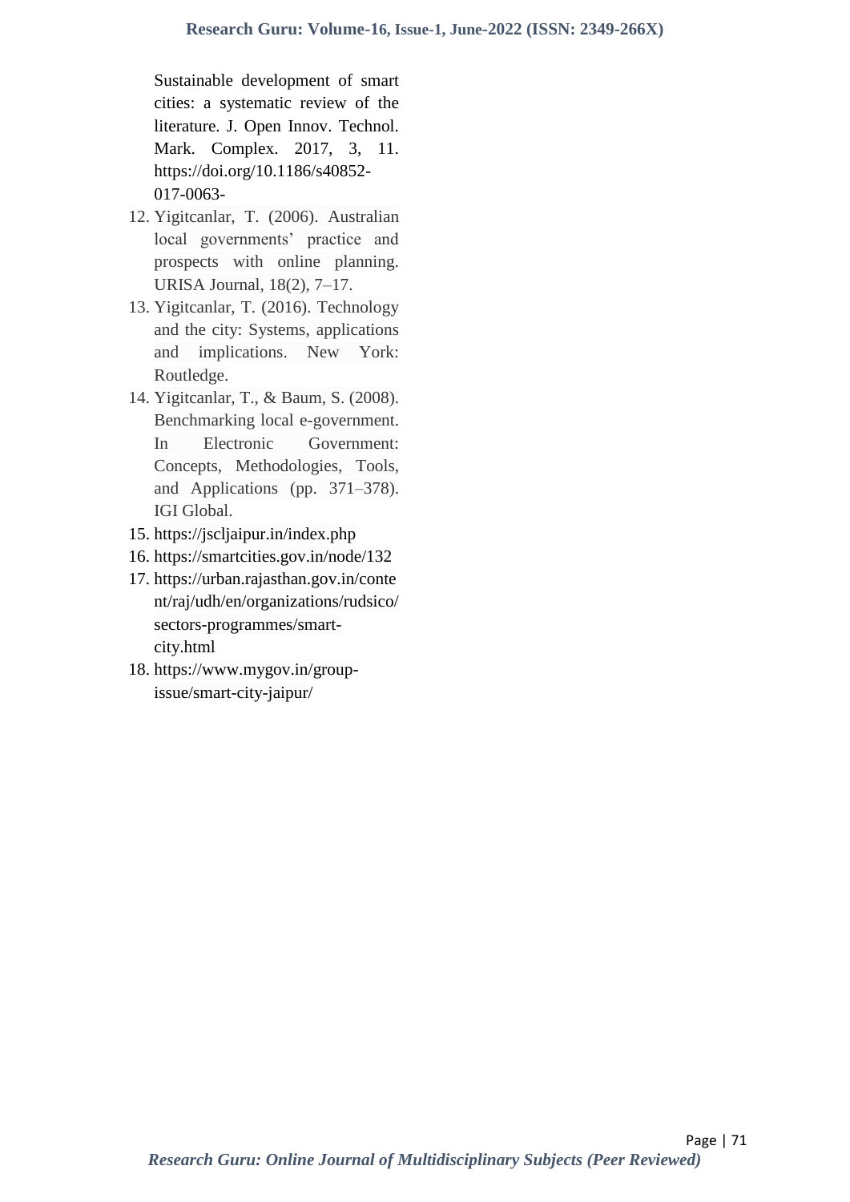Sustainable development of smart cities: a systematic review of the literature. J. Open Innov. Technol. Mark. Complex. 2017, 3, 11. https://doi.org/10.1186/s40852-017-0063-

12. Yigitcanlar, T. (2006). Australian local governments' practice and prospects with online planning. URISA Journal, 18(2), 7–17.
13. Yigitcanlar, T. (2016). Technology and the city: Systems, applications and implications. New York: Routledge.
14. Yigitcanlar, T., & Baum, S. (2008). Benchmarking local e-government. In Electronic Government: Concepts, Methodologies, Tools, and Applications (pp. 371–378). IGI Global.
15. https://jscljaipur.in/index.php
16. https://smartcities.gov.in/node/132
17. https://urban.rajasthan.gov.in/content/raj/udh/en/organizations/rudsico/sectors-programmes/smart-city.html
18. https://www.mygov.in/group-issue/smart-city-jaipur/